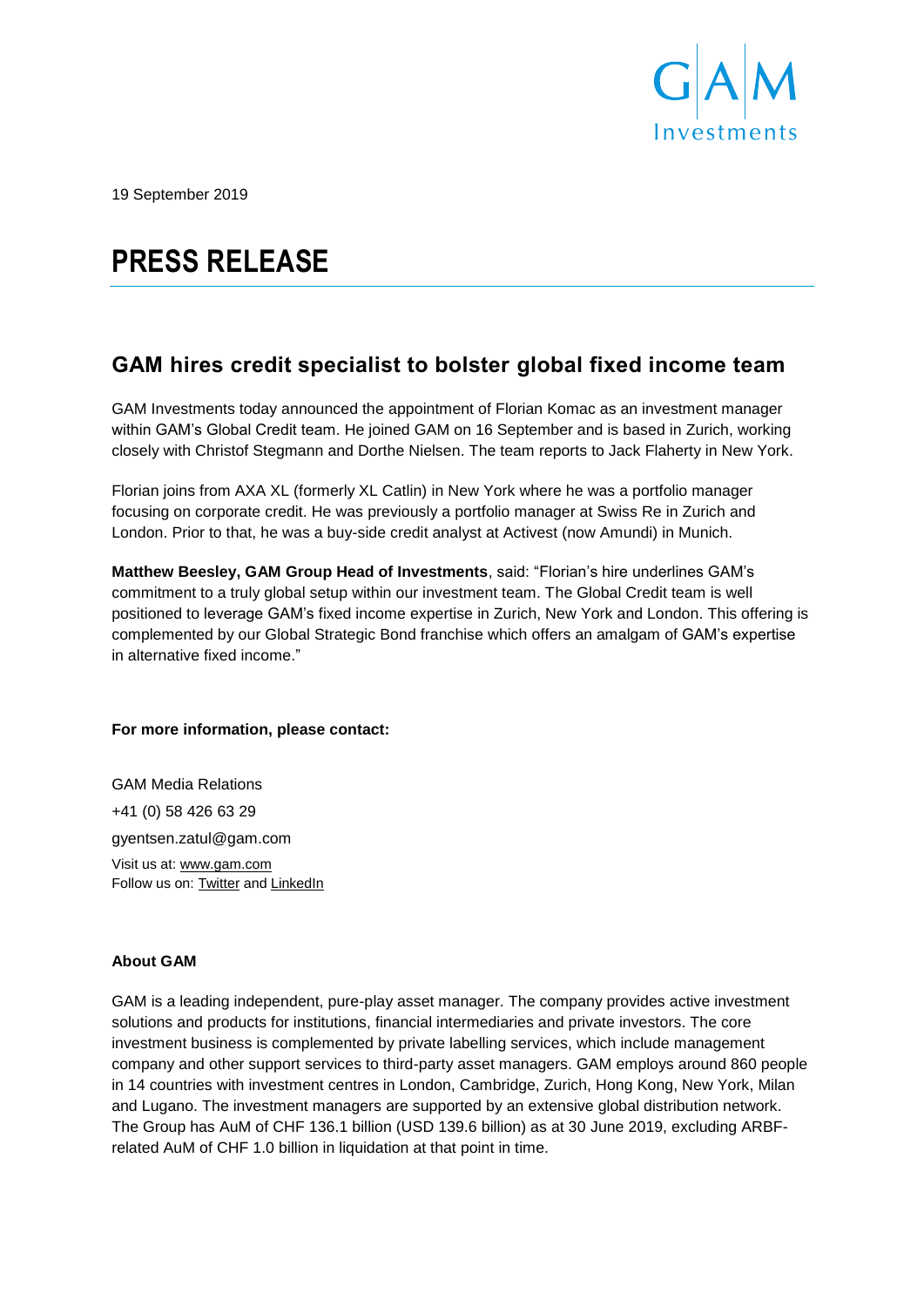GAM Investments

19 September 2019

# PRESS RELEASE

## GAM hires credit specialist to bolster global fixed income team

GAM Investments today announced the appointment of Florian Komac as an investment manager within GAM's Global Credit team. He joined GAM on 16 September and is based in Zurich, working closely with Christof Stegmann and Dorthe Nielsen. The team reports to Jack Flaherty in New York.

Florian joins from AXA XL (formerly XL Catlin) in New York where he was a portfolio manager focusing on corporate credit. He was previously a portfolio manager at Swiss Re in Zurich and London. Prior to that, he was a buy-side credit analyst at Activest (now Amundi) in Munich.

**Matthew Beesley, GAM Group Head of Investments**, said: "Florian's hire underlines GAM's commitment to a truly global setup within our investment team. The Global Credit team is well positioned to leverage GAM's fixed income expertise in Zurich, New York and London. This offering is complemented by our Global Strategic Bond franchise which offers an amalgam of GAM's expertise in alternative fixed income."

**For more information, please contact:**

GAM Media Relations

+41 (0) 58 426 63 29

gyentsen.zatul@gam.com

Visit us at: www.gam.com
Follow us on: Twitter and LinkedIn

**About GAM**

GAM is a leading independent, pure-play asset manager. The company provides active investment solutions and products for institutions, financial intermediaries and private investors. The core investment business is complemented by private labelling services, which include management company and other support services to third-party asset managers. GAM employs around 860 people in 14 countries with investment centres in London, Cambridge, Zurich, Hong Kong, New York, Milan and Lugano. The investment managers are supported by an extensive global distribution network. The Group has AuM of CHF 136.1 billion (USD 139.6 billion) as at 30 June 2019, excluding ARBF-related AuM of CHF 1.0 billion in liquidation at that point in time.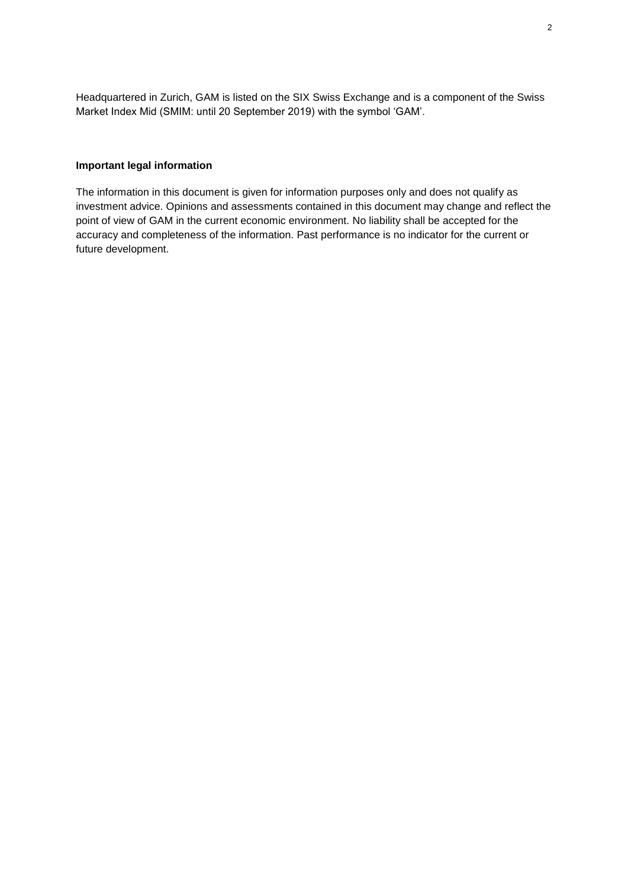Headquartered in Zurich, GAM is listed on the SIX Swiss Exchange and is a component of the Swiss Market Index Mid (SMIM: until 20 September 2019) with the symbol 'GAM'.

**Important legal information**

The information in this document is given for information purposes only and does not qualify as investment advice. Opinions and assessments contained in this document may change and reflect the point of view of GAM in the current economic environment. No liability shall be accepted for the accuracy and completeness of the information. Past performance is no indicator for the current or future development.